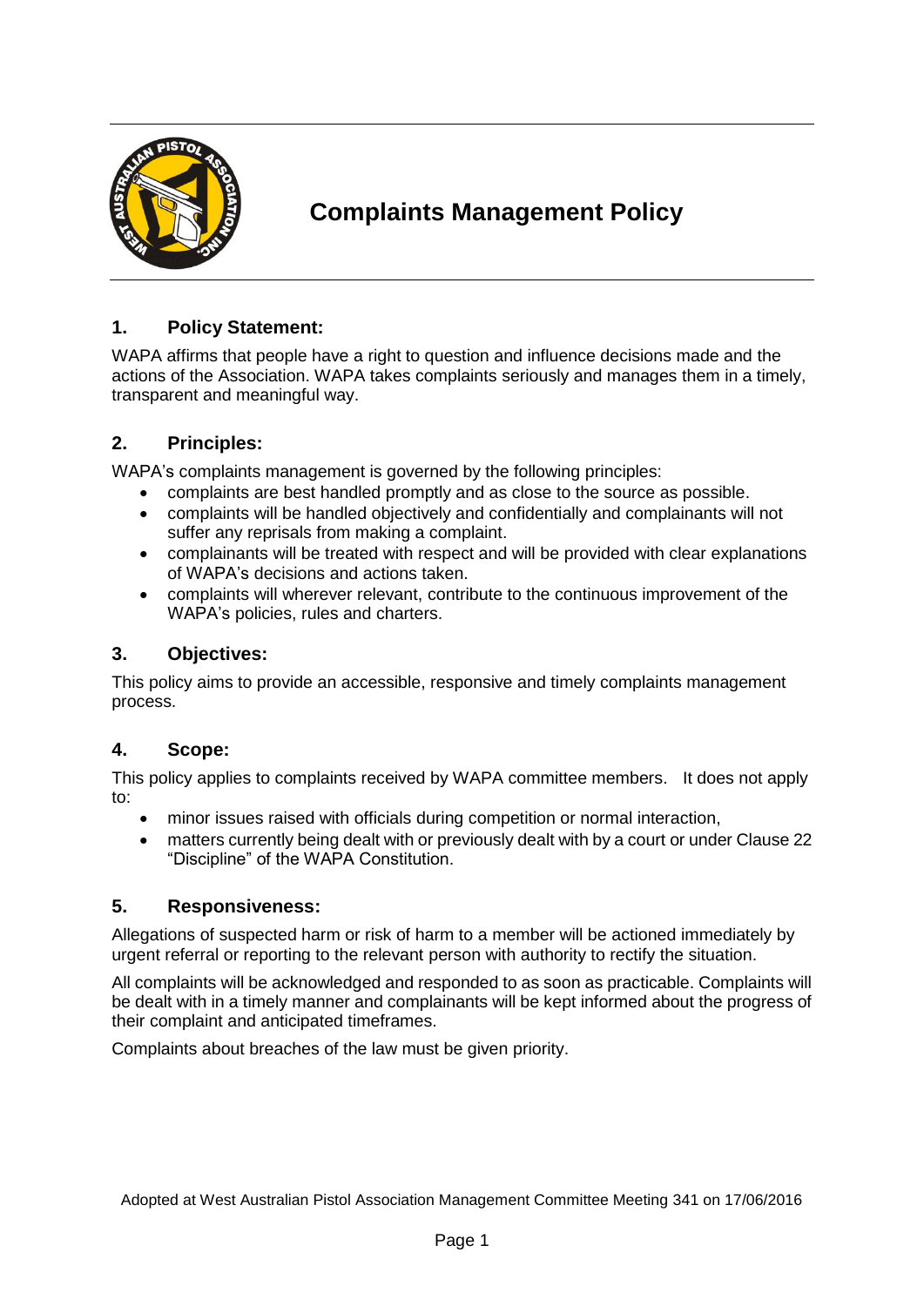# Complaints Management Policy

## 1. Policy Statement:

WAPA affirms that people have a right to question and influence decisions made and the actions of the Association. WAPA takes complaints seriously and manages them in a timely, transparent and meaningful way.

## 2. Principles:

WAPA's complaints management is governed by the following principles:

- complaints are best handled promptly and as close to the source as possible.
- complaints will be handled objectively and confidentially and complainants will not suffer any reprisals from making a complaint.
- complainants will be treated with respect and will be provided with clear explanations of WAPA's decisions and actions taken.
- complaints will wherever relevant, contribute to the continuous improvement of the WAPA's policies, rules and charters.

## 3. Objectives:

This policy aims to provide an accessible, responsive and timely complaints management process.

## 4. Scope:

This policy applies to complaints received by WAPA committee members. It does not apply to:

- minor issues raised with officials during competition or normal interaction,
- matters currently being dealt with or previously dealt with by a court or under Clause 22 "Discipline" of the WAPA Constitution.

## 5. Responsiveness:

Allegations of suspected harm or risk of harm to a member will be actioned immediately by urgent referral or reporting to the relevant person with authority to rectify the situation.

All complaints will be acknowledged and responded to as soon as practicable. Complaints will be dealt with in a timely manner and complainants will be kept informed about the progress of their complaint and anticipated timeframes.

Complaints about breaches of the law must be given priority.

Adopted at West Australian Pistol Association Management Committee Meeting 341 on 17/06/2016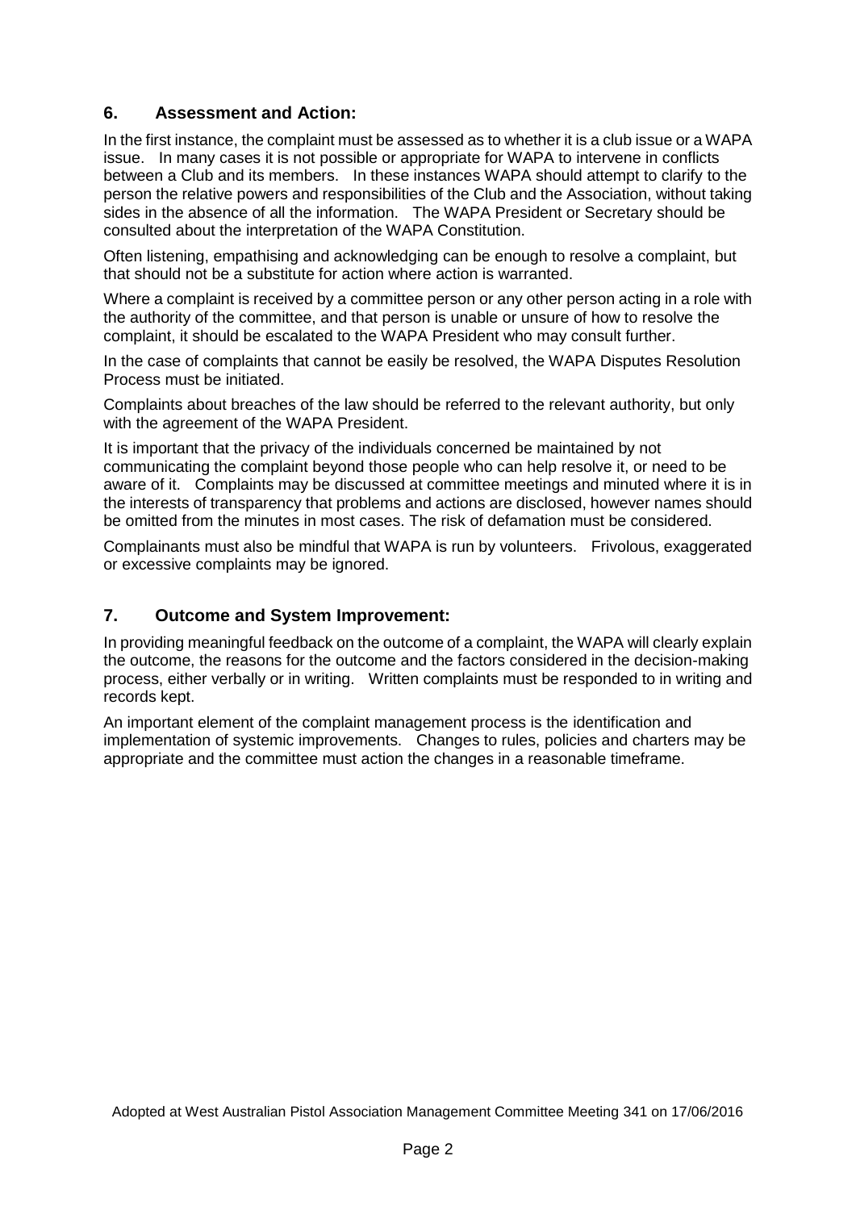## 6. Assessment and Action:

In the first instance, the complaint must be assessed as to whether it is a club issue or a WAPA issue. In many cases it is not possible or appropriate for WAPA to intervene in conflicts between a Club and its members. In these instances WAPA should attempt to clarify to the person the relative powers and responsibilities of the Club and the Association, without taking sides in the absence of all the information. The WAPA President or Secretary should be consulted about the interpretation of the WAPA Constitution.

Often listening, empathising and acknowledging can be enough to resolve a complaint, but that should not be a substitute for action where action is warranted.

Where a complaint is received by a committee person or any other person acting in a role with the authority of the committee, and that person is unable or unsure of how to resolve the complaint, it should be escalated to the WAPA President who may consult further.

In the case of complaints that cannot be easily be resolved, the WAPA Disputes Resolution Process must be initiated.

Complaints about breaches of the law should be referred to the relevant authority, but only with the agreement of the WAPA President.

It is important that the privacy of the individuals concerned be maintained by not communicating the complaint beyond those people who can help resolve it, or need to be aware of it. Complaints may be discussed at committee meetings and minuted where it is in the interests of transparency that problems and actions are disclosed, however names should be omitted from the minutes in most cases. The risk of defamation must be considered.

Complainants must also be mindful that WAPA is run by volunteers. Frivolous, exaggerated or excessive complaints may be ignored.

## 7. Outcome and System Improvement:

In providing meaningful feedback on the outcome of a complaint, the WAPA will clearly explain the outcome, the reasons for the outcome and the factors considered in the decision-making process, either verbally or in writing. Written complaints must be responded to in writing and records kept.

An important element of the complaint management process is the identification and implementation of systemic improvements. Changes to rules, policies and charters may be appropriate and the committee must action the changes in a reasonable timeframe.

Adopted at West Australian Pistol Association Management Committee Meeting 341 on 17/06/2016